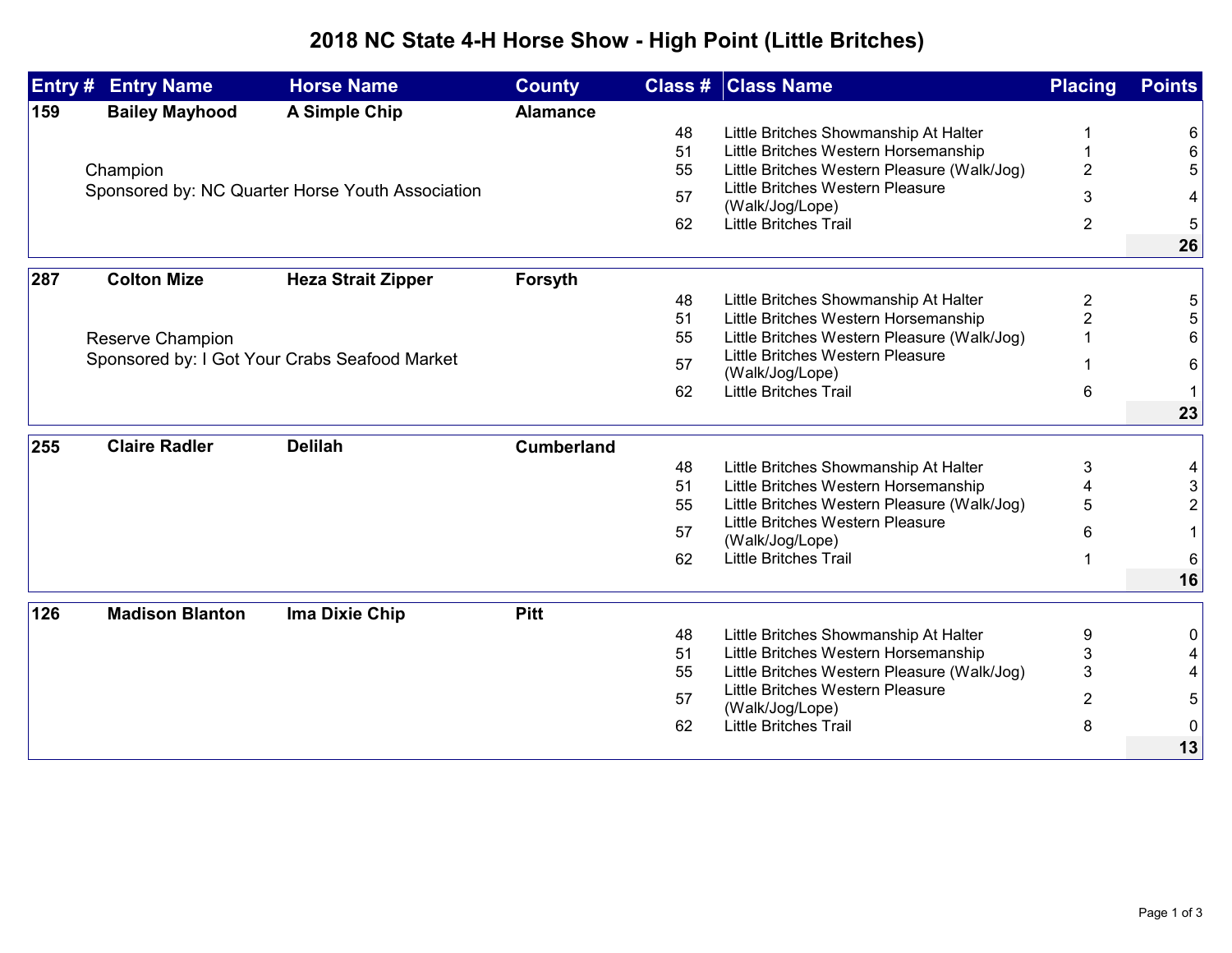# 2018 NC State 4-H Horse Show - High Point (Little Britches)

| Entry # | Entry Name | Horse Name | County | Class # | Class Name | Placing | Points |
|---|---|---|---|---|---|---|---|
| **159** | **Bailey Mayhood** | **A Simple Chip** | **Alamance** | | | | |
| | Champion | | | 48 | Little Britches Showmanship At Halter | 1 | 6 |
| | Sponsored by: NC Quarter Horse Youth Association | | | 51 | Little Britches Western Horsemanship | 1 | 6 |
| | | | | 55 | Little Britches Western Pleasure (Walk/Jog) | 2 | 5 |
| | | | | 57 | Little Britches Western Pleasure (Walk/Jog/Lope) | 3 | 4 |
| | | | | 62 | Little Britches Trail | 2 | 5 |
| | | | | | | | **26** |
| **287** | **Colton Mize** | **Heza Strait Zipper** | **Forsyth** | | | | |
| | Reserve Champion | | | 48 | Little Britches Showmanship At Halter | 2 | 5 |
| | Sponsored by: I Got Your Crabs Seafood Market | | | 51 | Little Britches Western Horsemanship | 2 | 5 |
| | | | | 55 | Little Britches Western Pleasure (Walk/Jog) | 1 | 6 |
| | | | | 57 | Little Britches Western Pleasure (Walk/Jog/Lope) | 1 | 6 |
| | | | | 62 | Little Britches Trail | 6 | 1 |
| | | | | | | | **23** |
| **255** | **Claire Radler** | **Delilah** | **Cumberland** | | | | |
| | | | | 48 | Little Britches Showmanship At Halter | 3 | 4 |
| | | | | 51 | Little Britches Western Horsemanship | 4 | 3 |
| | | | | 55 | Little Britches Western Pleasure (Walk/Jog) | 5 | 2 |
| | | | | 57 | Little Britches Western Pleasure (Walk/Jog/Lope) | 6 | 1 |
| | | | | 62 | Little Britches Trail | 1 | 6 |
| | | | | | | | **16** |
| **126** | **Madison Blanton** | **Ima Dixie Chip** | **Pitt** | | | | |
| | | | | 48 | Little Britches Showmanship At Halter | 9 | 0 |
| | | | | 51 | Little Britches Western Horsemanship | 3 | 4 |
| | | | | 55 | Little Britches Western Pleasure (Walk/Jog) | 3 | 4 |
| | | | | 57 | Little Britches Western Pleasure (Walk/Jog/Lope) | 2 | 5 |
| | | | | 62 | Little Britches Trail | 8 | 0 |
| | | | | | | | **13** |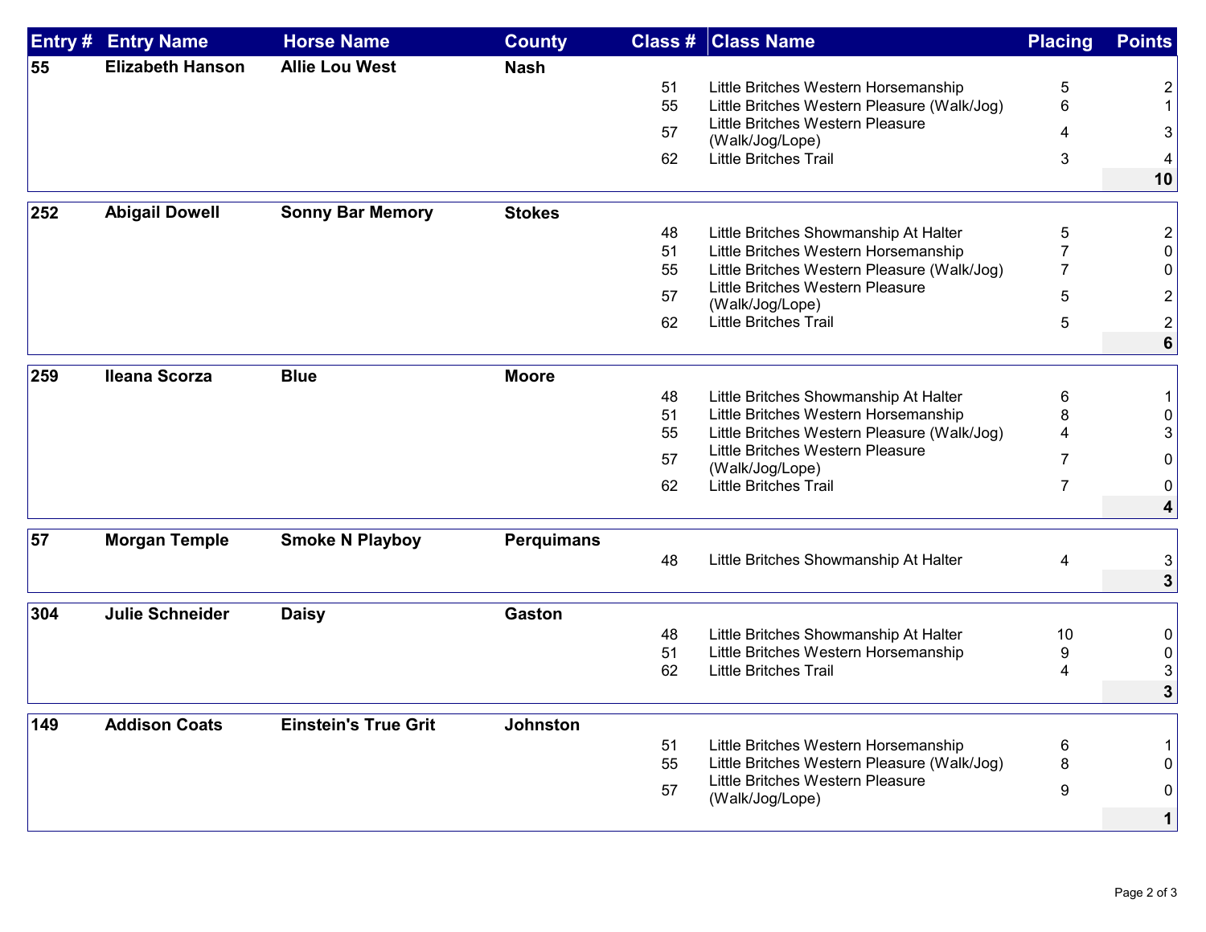| Entry # | Entry Name | Horse Name | County | Class # | Class Name | Placing | Points |
|---|---|---|---|---|---|---|---|
| **55** | **Elizabeth Hanson** | **Allie Lou West** | **Nash** | | | | |
| | | | | 51 | Little Britches Western Horsemanship | 5 | 2 |
| | | | | 55 | Little Britches Western Pleasure (Walk/Jog) | 6 | 1 |
| | | | | 57 | Little Britches Western Pleasure (Walk/Jog/Lope) | 4 | 3 |
| | | | | 62 | Little Britches Trail | 3 | 4 |
| | | | | | | | **10** |
| **252** | **Abigail Dowell** | **Sonny Bar Memory** | **Stokes** | | | | |
| | | | | 48 | Little Britches Showmanship At Halter | 5 | 2 |
| | | | | 51 | Little Britches Western Horsemanship | 7 | 0 |
| | | | | 55 | Little Britches Western Pleasure (Walk/Jog) | 7 | 0 |
| | | | | 57 | Little Britches Western Pleasure (Walk/Jog/Lope) | 5 | 2 |
| | | | | 62 | Little Britches Trail | 5 | 2 |
| | | | | | | | **6** |
| **259** | **Ileana Scorza** | **Blue** | **Moore** | | | | |
| | | | | 48 | Little Britches Showmanship At Halter | 6 | 1 |
| | | | | 51 | Little Britches Western Horsemanship | 8 | 0 |
| | | | | 55 | Little Britches Western Pleasure (Walk/Jog) | 4 | 3 |
| | | | | 57 | Little Britches Western Pleasure (Walk/Jog/Lope) | 7 | 0 |
| | | | | 62 | Little Britches Trail | 7 | 0 |
| | | | | | | | **4** |
| **57** | **Morgan Temple** | **Smoke N Playboy** | **Perquimans** | | | | |
| | | | | 48 | Little Britches Showmanship At Halter | 4 | 3 |
| | | | | | | | **3** |
| **304** | **Julie Schneider** | **Daisy** | **Gaston** | | | | |
| | | | | 48 | Little Britches Showmanship At Halter | 10 | 0 |
| | | | | 51 | Little Britches Western Horsemanship | 9 | 0 |
| | | | | 62 | Little Britches Trail | 4 | 3 |
| | | | | | | | **3** |
| **149** | **Addison Coats** | **Einstein's True Grit** | **Johnston** | | | | |
| | | | | 51 | Little Britches Western Horsemanship | 6 | 1 |
| | | | | 55 | Little Britches Western Pleasure (Walk/Jog) | 8 | 0 |
| | | | | 57 | Little Britches Western Pleasure (Walk/Jog/Lope) | 9 | 0 |
| | | | | | | | **1** |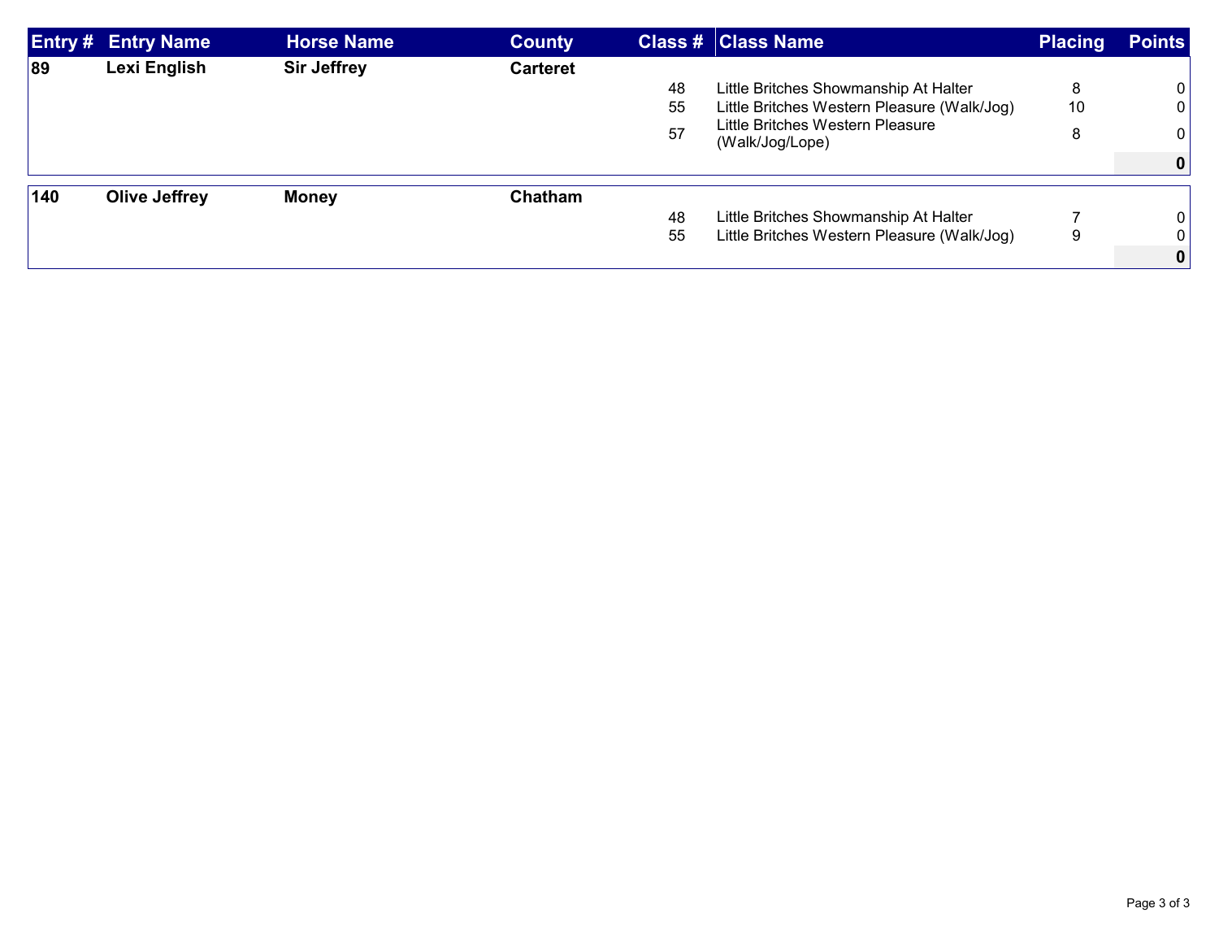| Entry # | Entry Name | Horse Name | County | Class # | Class Name | Placing | Points |
|---|---|---|---|---|---|---|---|
| **89** | **Lexi English** | **Sir Jeffrey** | **Carteret** | | | | |
| | | | | 48 | Little Britches Showmanship At Halter | 8 | 0 |
| | | | | 55 | Little Britches Western Pleasure (Walk/Jog) | 10 | 0 |
| | | | | 57 | Little Britches Western Pleasure (Walk/Jog/Lope) | 8 | 0 |
| | | | | | | | **0** |
| **140** | **Olive Jeffrey** | **Money** | **Chatham** | | | | |
| | | | | 48 | Little Britches Showmanship At Halter | 7 | 0 |
| | | | | 55 | Little Britches Western Pleasure (Walk/Jog) | 9 | 0 |
| | | | | | | | **0** |